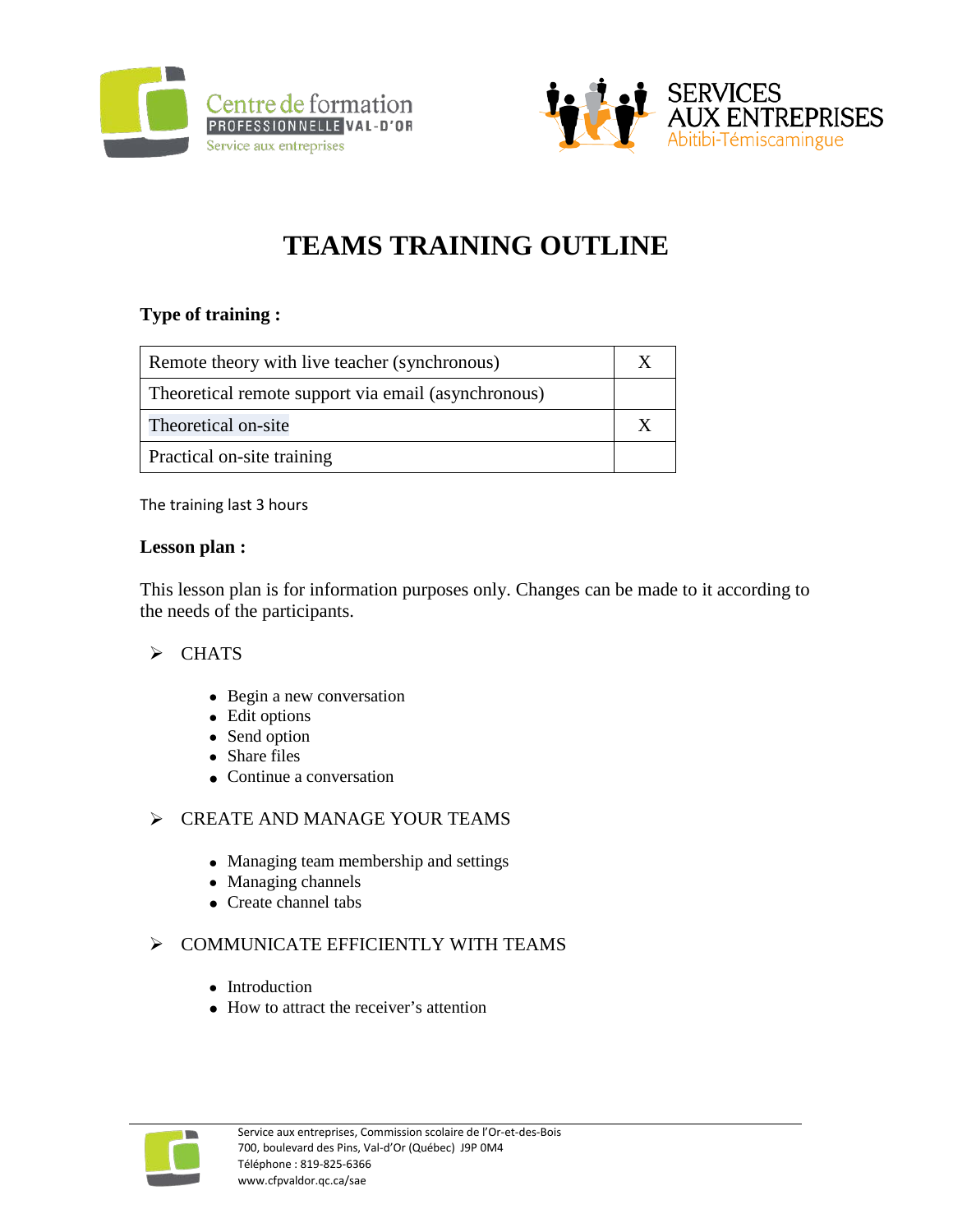# TEAMS TRAINING OUTLINE

**Type of training :**

| | |
|---|---|
| Remote theory with live teacher (synchronous) | X |
| Theoretical remote support via email (asynchronous) | |
| Theoretical on-site | X |
| Practical on-site training | |

The training last 3 hours

**Lesson plan :**

This lesson plan is for information purposes only. Changes can be made to it according to the needs of the participants.

- CHATS
  - Begin a new conversation
  - Edit options
  - Send option
  - Share files
  - Continue a conversation

- CREATE AND MANAGE YOUR TEAMS
  - Managing team membership and settings
  - Managing channels
  - Create channel tabs

- COMMUNICATE EFFICIENTLY WITH TEAMS
  - Introduction
  - How to attract the receiver's attention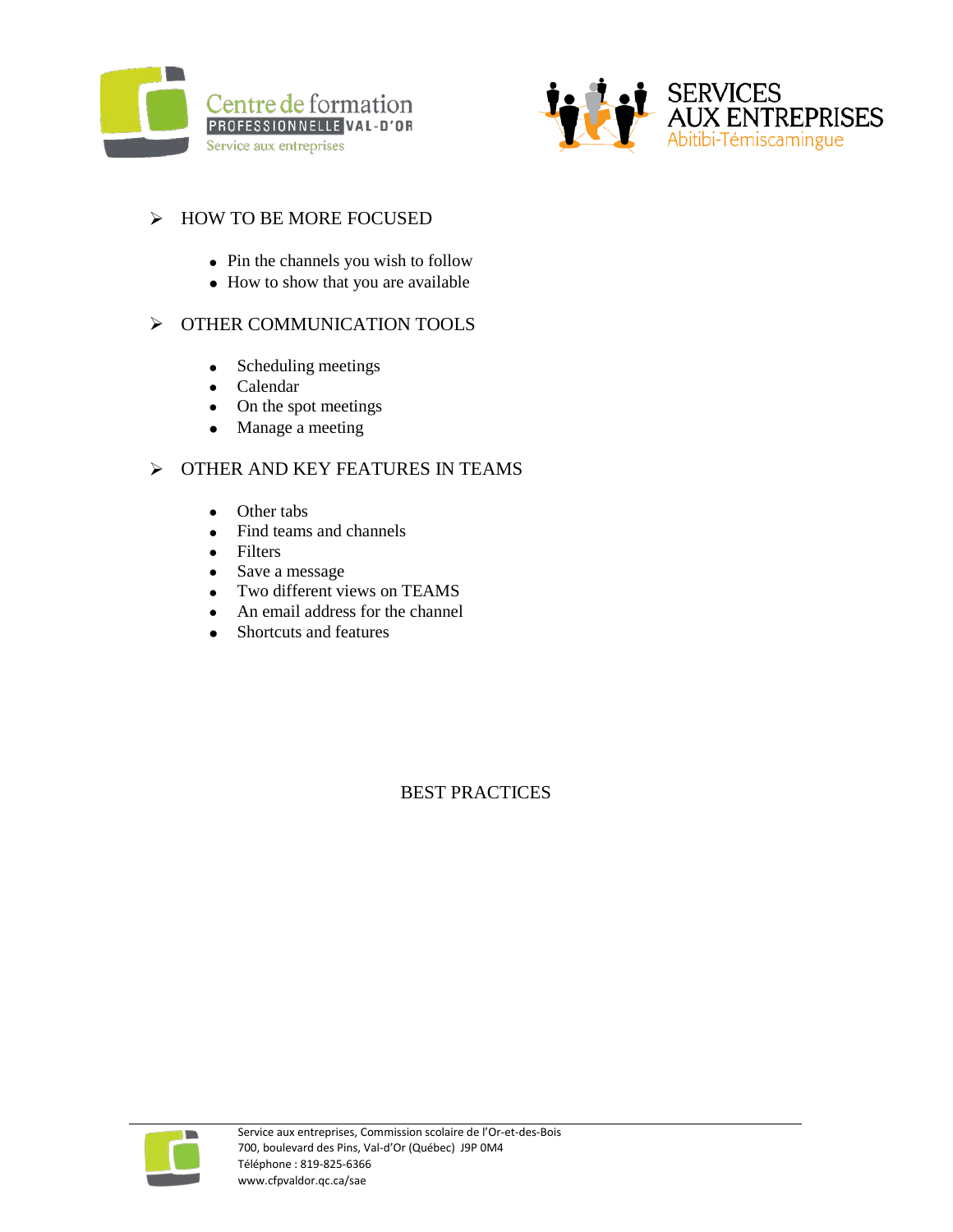- HOW TO BE MORE FOCUSED
  - Pin the channels you wish to follow
  - How to show that you are available

- OTHER COMMUNICATION TOOLS
  - Scheduling meetings
  - Calendar
  - On the spot meetings
  - Manage a meeting

- OTHER AND KEY FEATURES IN TEAMS
  - Other tabs
  - Find teams and channels
  - Filters
  - Save a message
  - Two different views on TEAMS
  - An email address for the channel
  - Shortcuts and features

BEST PRACTICES